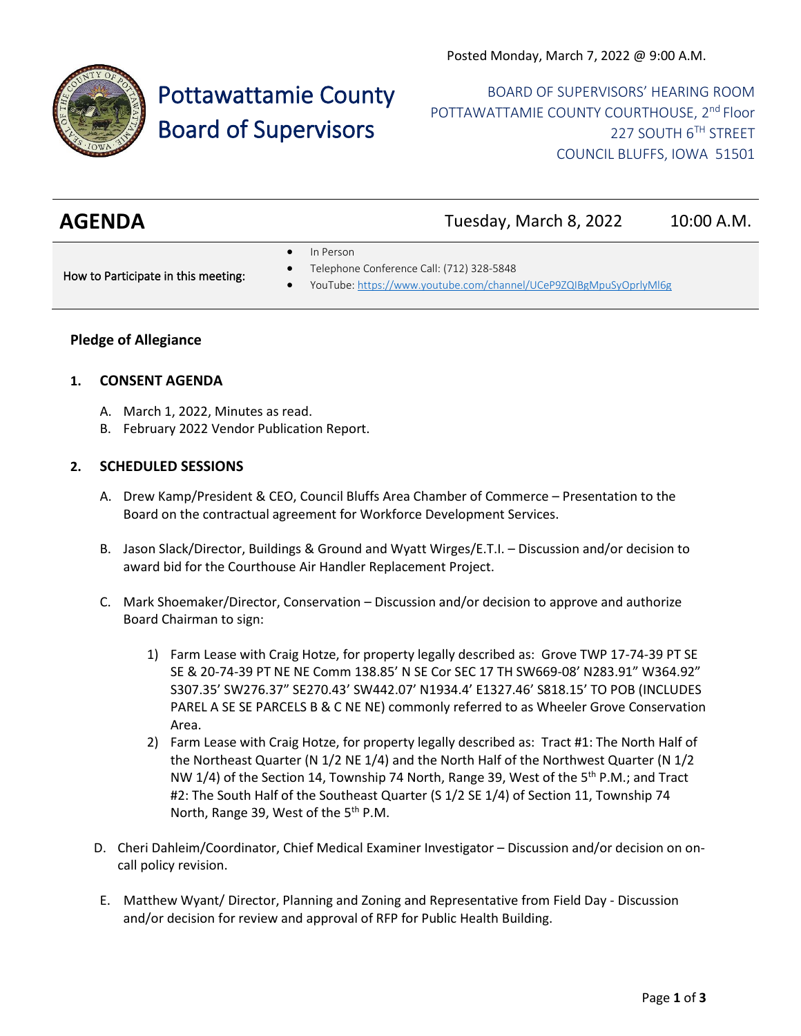Posted Monday, March 7, 2022 @ 9:00 A.M.

# Pottawattamie County Board of Supervisors

BOARD OF SUPERVISORS' HEARING ROOM
POTTAWATTAMIE COUNTY COURTHOUSE, 2nd Floor
227 SOUTH 6TH STREET
COUNCIL BLUFFS, IOWA 51501

## AGENDA

Tuesday, March 8, 2022 10:00 A.M.

How to Participate in this meeting:

- In Person
- Telephone Conference Call: (712) 328-5848
- YouTube: https://www.youtube.com/channel/UCeP9ZQIBgMpuSyOprlyMl6g

### Pledge of Allegiance

### 1. CONSENT AGENDA

A. March 1, 2022, Minutes as read.
B. February 2022 Vendor Publication Report.

### 2. SCHEDULED SESSIONS

A. Drew Kamp/President & CEO, Council Bluffs Area Chamber of Commerce – Presentation to the Board on the contractual agreement for Workforce Development Services.

B. Jason Slack/Director, Buildings & Ground and Wyatt Wirges/E.T.I. – Discussion and/or decision to award bid for the Courthouse Air Handler Replacement Project.

C. Mark Shoemaker/Director, Conservation – Discussion and/or decision to approve and authorize Board Chairman to sign:

1) Farm Lease with Craig Hotze, for property legally described as: Grove TWP 17-74-39 PT SE SE & 20-74-39 PT NE NE Comm 138.85' N SE Cor SEC 17 TH SW669-08' N283.91" W364.92" S307.35' SW276.37" SE270.43' SW442.07' N1934.4' E1327.46' S818.15' TO POB (INCLUDES PAREL A SE SE PARCELS B & C NE NE) commonly referred to as Wheeler Grove Conservation Area.
2) Farm Lease with Craig Hotze, for property legally described as: Tract #1: The North Half of the Northeast Quarter (N 1/2 NE 1/4) and the North Half of the Northwest Quarter (N 1/2 NW 1/4) of the Section 14, Township 74 North, Range 39, West of the 5th P.M.; and Tract #2: The South Half of the Southeast Quarter (S 1/2 SE 1/4) of Section 11, Township 74 North, Range 39, West of the 5th P.M.

D. Cheri Dahleim/Coordinator, Chief Medical Examiner Investigator – Discussion and/or decision on on-call policy revision.

E. Matthew Wyant/ Director, Planning and Zoning and Representative from Field Day - Discussion and/or decision for review and approval of RFP for Public Health Building.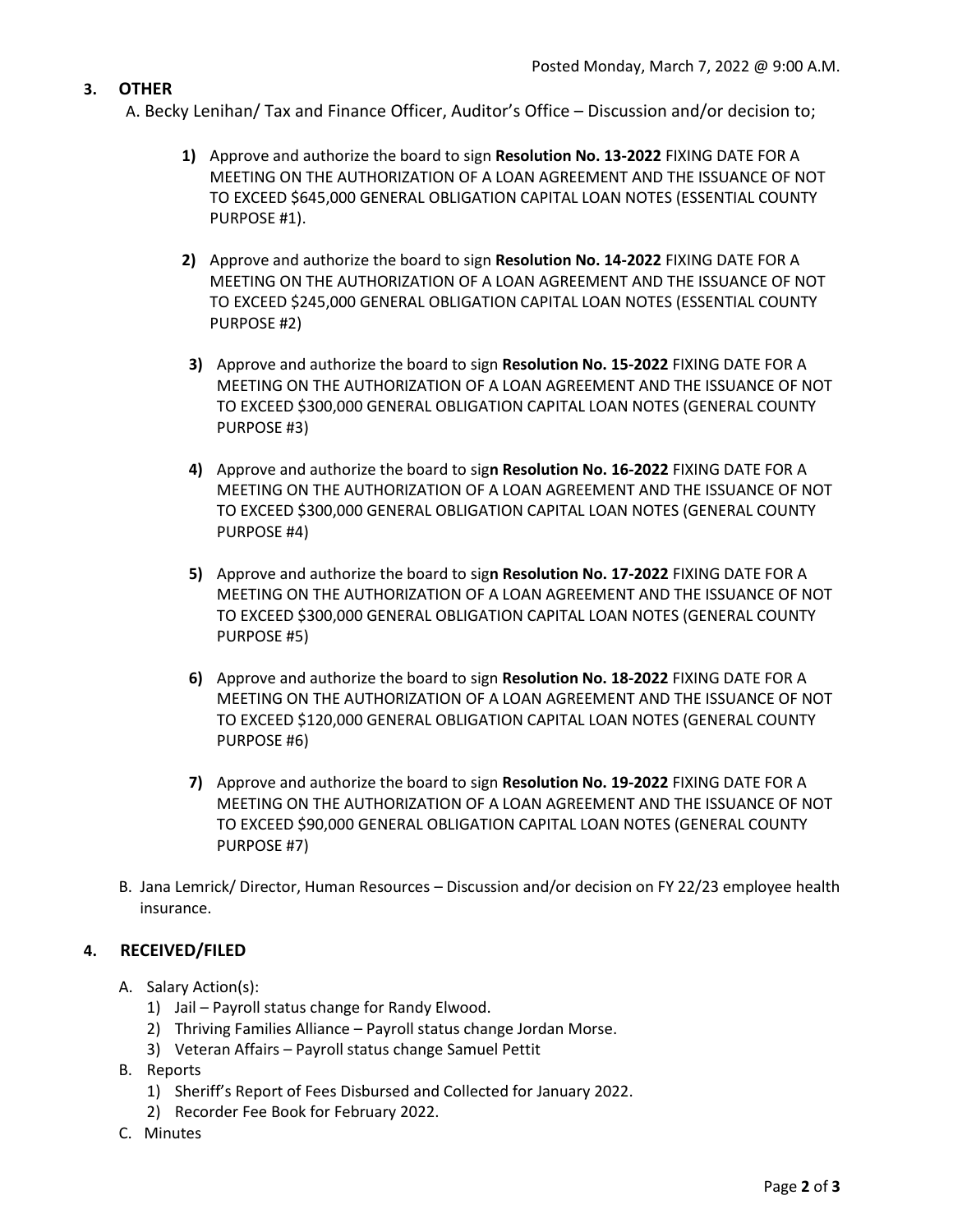Posted Monday, March 7, 2022 @ 9:00 A.M.

## 3. OTHER

A. Becky Lenihan/ Tax and Finance Officer, Auditor's Office – Discussion and/or decision to;

1) Approve and authorize the board to sign **Resolution No. 13-2022** FIXING DATE FOR A MEETING ON THE AUTHORIZATION OF A LOAN AGREEMENT AND THE ISSUANCE OF NOT TO EXCEED $645,000 GENERAL OBLIGATION CAPITAL LOAN NOTES (ESSENTIAL COUNTY PURPOSE #1).

2) Approve and authorize the board to sign **Resolution No. 14-2022** FIXING DATE FOR A MEETING ON THE AUTHORIZATION OF A LOAN AGREEMENT AND THE ISSUANCE OF NOT TO EXCEED $245,000 GENERAL OBLIGATION CAPITAL LOAN NOTES (ESSENTIAL COUNTY PURPOSE #2)

3) Approve and authorize the board to sign **Resolution No. 15-2022** FIXING DATE FOR A MEETING ON THE AUTHORIZATION OF A LOAN AGREEMENT AND THE ISSUANCE OF NOT TO EXCEED $300,000 GENERAL OBLIGATION CAPITAL LOAN NOTES (GENERAL COUNTY PURPOSE #3)

4) Approve and authorize the board to sign **Resolution No. 16-2022** FIXING DATE FOR A MEETING ON THE AUTHORIZATION OF A LOAN AGREEMENT AND THE ISSUANCE OF NOT TO EXCEED $300,000 GENERAL OBLIGATION CAPITAL LOAN NOTES (GENERAL COUNTY PURPOSE #4)

5) Approve and authorize the board to sign **Resolution No. 17-2022** FIXING DATE FOR A MEETING ON THE AUTHORIZATION OF A LOAN AGREEMENT AND THE ISSUANCE OF NOT TO EXCEED $300,000 GENERAL OBLIGATION CAPITAL LOAN NOTES (GENERAL COUNTY PURPOSE #5)

6) Approve and authorize the board to sign **Resolution No. 18-2022** FIXING DATE FOR A MEETING ON THE AUTHORIZATION OF A LOAN AGREEMENT AND THE ISSUANCE OF NOT TO EXCEED $120,000 GENERAL OBLIGATION CAPITAL LOAN NOTES (GENERAL COUNTY PURPOSE #6)

7) Approve and authorize the board to sign **Resolution No. 19-2022** FIXING DATE FOR A MEETING ON THE AUTHORIZATION OF A LOAN AGREEMENT AND THE ISSUANCE OF NOT TO EXCEED $90,000 GENERAL OBLIGATION CAPITAL LOAN NOTES (GENERAL COUNTY PURPOSE #7)

B. Jana Lemrick/ Director, Human Resources – Discussion and/or decision on FY 22/23 employee health insurance.

## 4. RECEIVED/FILED

A. Salary Action(s):
   1) Jail – Payroll status change for Randy Elwood.
   2) Thriving Families Alliance – Payroll status change Jordan Morse.
   3) Veteran Affairs – Payroll status change Samuel Pettit

B. Reports
   1) Sheriff's Report of Fees Disbursed and Collected for January 2022.
   2) Recorder Fee Book for February 2022.

C. Minutes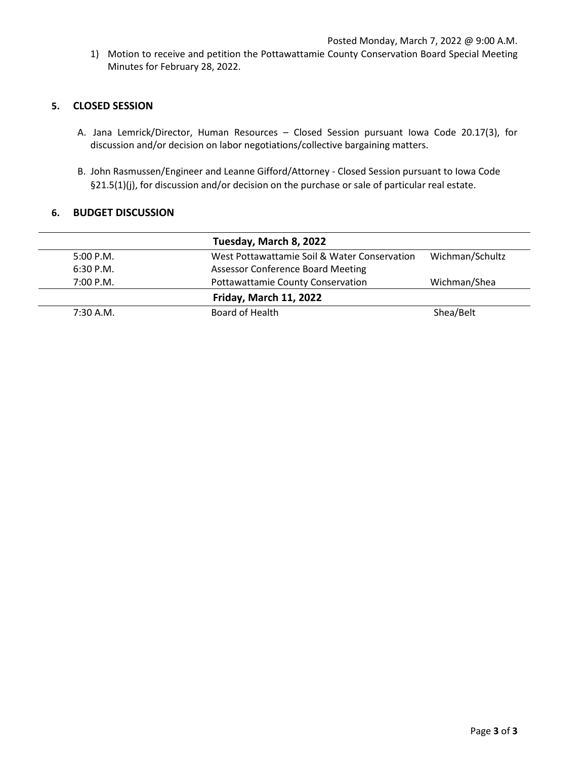Posted Monday, March 7, 2022 @ 9:00 A.M.

1) Motion to receive and petition the Pottawattamie County Conservation Board Special Meeting Minutes for February 28, 2022.

## 5. CLOSED SESSION

A. Jana Lemrick/Director, Human Resources – Closed Session pursuant Iowa Code 20.17(3), for discussion and/or decision on labor negotiations/collective bargaining matters.

B. John Rasmussen/Engineer and Leanne Gifford/Attorney - Closed Session pursuant to Iowa Code §21.5(1)(j), for discussion and/or decision on the purchase or sale of particular real estate.

## 6. BUDGET DISCUSSION

| | | |
|---|---|---|
| | **Tuesday, March 8, 2022** | |
| 5:00 P.M. | West Pottawattamie Soil & Water Conservation | Wichman/Schultz |
| 6:30 P.M. | Assessor Conference Board Meeting | |
| 7:00 P.M. | Pottawattamie County Conservation | Wichman/Shea |
| | **Friday, March 11, 2022** | |
| 7:30 A.M. | Board of Health | Shea/Belt |